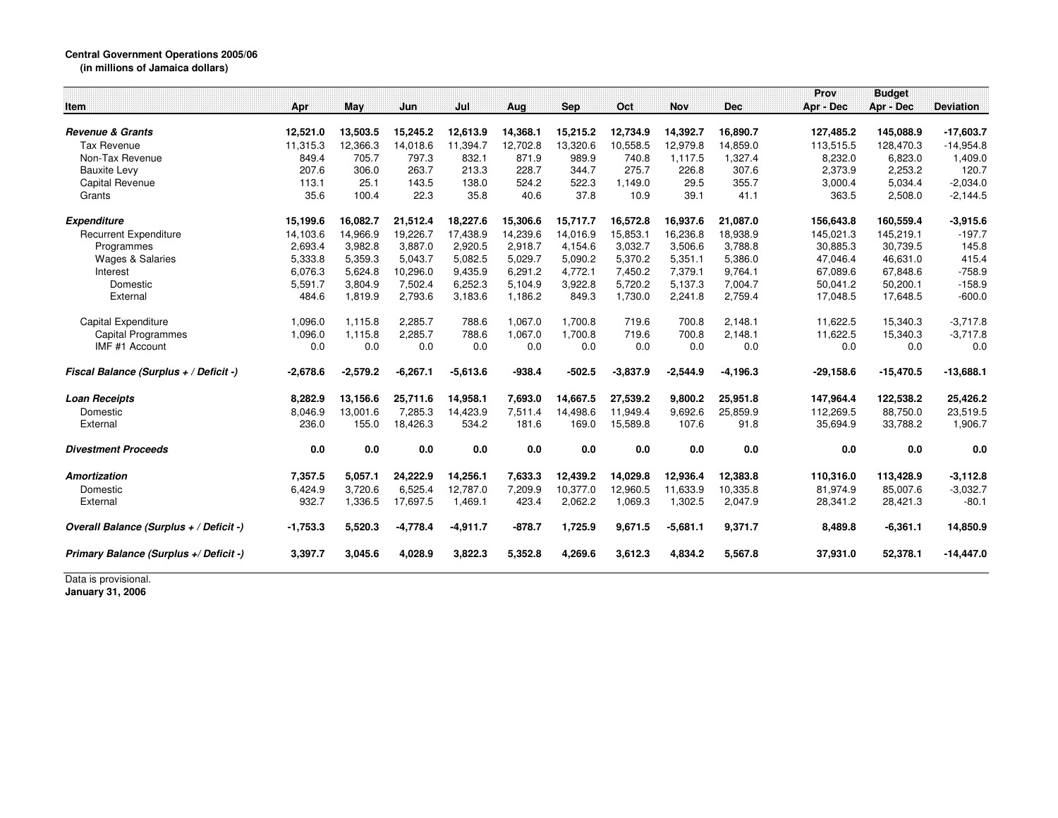**Central Government Operations 2005/06**
**(in millions of Jamaica dollars)**

| Item | Apr | May | Jun | Jul | Aug | Sep | Oct | Nov | Dec | Prov Apr - Dec | Budget Apr - Dec | Deviation |
|---|---|---|---|---|---|---|---|---|---|---|---|---|
| ***Revenue & Grants*** | **12,521.0** | **13,503.5** | **15,245.2** | **12,613.9** | **14,368.1** | **15,215.2** | **12,734.9** | **14,392.7** | **16,890.7** | **127,485.2** | **145,088.9** | **-17,603.7** |
| Tax Revenue | 11,315.3 | 12,366.3 | 14,018.6 | 11,394.7 | 12,702.8 | 13,320.6 | 10,558.5 | 12,979.8 | 14,859.0 | 113,515.5 | 128,470.3 | -14,954.8 |
| Non-Tax Revenue | 849.4 | 705.7 | 797.3 | 832.1 | 871.9 | 989.9 | 740.8 | 1,117.5 | 1,327.4 | 8,232.0 | 6,823.0 | 1,409.0 |
| Bauxite Levy | 207.6 | 306.0 | 263.7 | 213.3 | 228.7 | 344.7 | 275.7 | 226.8 | 307.6 | 2,373.9 | 2,253.2 | 120.7 |
| Capital Revenue | 113.1 | 25.1 | 143.5 | 138.0 | 524.2 | 522.3 | 1,149.0 | 29.5 | 355.7 | 3,000.4 | 5,034.4 | -2,034.0 |
| Grants | 35.6 | 100.4 | 22.3 | 35.8 | 40.6 | 37.8 | 10.9 | 39.1 | 41.1 | 363.5 | 2,508.0 | -2,144.5 |
| ***Expenditure*** | **15,199.6** | **16,082.7** | **21,512.4** | **18,227.6** | **15,306.6** | **15,717.7** | **16,572.8** | **16,937.6** | **21,087.0** | **156,643.8** | **160,559.4** | **-3,915.6** |
| Recurrent Expenditure | 14,103.6 | 14,966.9 | 19,226.7 | 17,438.9 | 14,239.6 | 14,016.9 | 15,853.1 | 16,236.8 | 18,938.9 | 145,021.3 | 145,219.1 | -197.7 |
| Programmes | 2,693.4 | 3,982.8 | 3,887.0 | 2,920.5 | 2,918.7 | 4,154.6 | 3,032.7 | 3,506.6 | 3,788.8 | 30,885.3 | 30,739.5 | 145.8 |
| Wages & Salaries | 5,333.8 | 5,359.3 | 5,043.7 | 5,082.5 | 5,029.7 | 5,090.2 | 5,370.2 | 5,351.1 | 5,386.0 | 47,046.4 | 46,631.0 | 415.4 |
| Interest | 6,076.3 | 5,624.8 | 10,296.0 | 9,435.9 | 6,291.2 | 4,772.1 | 7,450.2 | 7,379.1 | 9,764.1 | 67,089.6 | 67,848.6 | -758.9 |
| Domestic | 5,591.7 | 3,804.9 | 7,502.4 | 6,252.3 | 5,104.9 | 3,922.8 | 5,720.2 | 5,137.3 | 7,004.7 | 50,041.2 | 50,200.1 | -158.9 |
| External | 484.6 | 1,819.9 | 2,793.6 | 3,183.6 | 1,186.2 | 849.3 | 1,730.0 | 2,241.8 | 2,759.4 | 17,048.5 | 17,648.5 | -600.0 |
| Capital Expenditure | 1,096.0 | 1,115.8 | 2,285.7 | 788.6 | 1,067.0 | 1,700.8 | 719.6 | 700.8 | 2,148.1 | 11,622.5 | 15,340.3 | -3,717.8 |
| Capital Programmes | 1,096.0 | 1,115.8 | 2,285.7 | 788.6 | 1,067.0 | 1,700.8 | 719.6 | 700.8 | 2,148.1 | 11,622.5 | 15,340.3 | -3,717.8 |
| IMF #1 Account | 0.0 | 0.0 | 0.0 | 0.0 | 0.0 | 0.0 | 0.0 | 0.0 | 0.0 | 0.0 | 0.0 | 0.0 |
| ***Fiscal Balance (Surplus + / Deficit -)*** | **-2,678.6** | **-2,579.2** | **-6,267.1** | **-5,613.6** | **-938.4** | **-502.5** | **-3,837.9** | **-2,544.9** | **-4,196.3** | **-29,158.6** | **-15,470.5** | **-13,688.1** |
| ***Loan Receipts*** | **8,282.9** | **13,156.6** | **25,711.6** | **14,958.1** | **7,693.0** | **14,667.5** | **27,539.2** | **9,800.2** | **25,951.8** | **147,964.4** | **122,538.2** | **25,426.2** |
| Domestic | 8,046.9 | 13,001.6 | 7,285.3 | 14,423.9 | 7,511.4 | 14,498.6 | 11,949.4 | 9,692.6 | 25,859.9 | 112,269.5 | 88,750.0 | 23,519.5 |
| External | 236.0 | 155.0 | 18,426.3 | 534.2 | 181.6 | 169.0 | 15,589.8 | 107.6 | 91.8 | 35,694.9 | 33,788.2 | 1,906.7 |
| ***Divestment Proceeds*** | **0.0** | **0.0** | **0.0** | **0.0** | **0.0** | **0.0** | **0.0** | **0.0** | **0.0** | **0.0** | **0.0** | **0.0** |
| ***Amortization*** | **7,357.5** | **5,057.1** | **24,222.9** | **14,256.1** | **7,633.3** | **12,439.2** | **14,029.8** | **12,936.4** | **12,383.8** | **110,316.0** | **113,428.9** | **-3,112.8** |
| Domestic | 6,424.9 | 3,720.6 | 6,525.4 | 12,787.0 | 7,209.9 | 10,377.0 | 12,960.5 | 11,633.9 | 10,335.8 | 81,974.9 | 85,007.6 | -3,032.7 |
| External | 932.7 | 1,336.5 | 17,697.5 | 1,469.1 | 423.4 | 2,062.2 | 1,069.3 | 1,302.5 | 2,047.9 | 28,341.2 | 28,421.3 | -80.1 |
| ***Overall Balance (Surplus + / Deficit -)*** | **-1,753.3** | **5,520.3** | **-4,778.4** | **-4,911.7** | **-878.7** | **1,725.9** | **9,671.5** | **-5,681.1** | **9,371.7** | **8,489.8** | **-6,361.1** | **14,850.9** |
| ***Primary Balance (Surplus +/ Deficit -)*** | **3,397.7** | **3,045.6** | **4,028.9** | **3,822.3** | **5,352.8** | **4,269.6** | **3,612.3** | **4,834.2** | **5,567.8** | **37,931.0** | **52,378.1** | **-14,447.0** |

Data is provisional.
**January 31, 2006**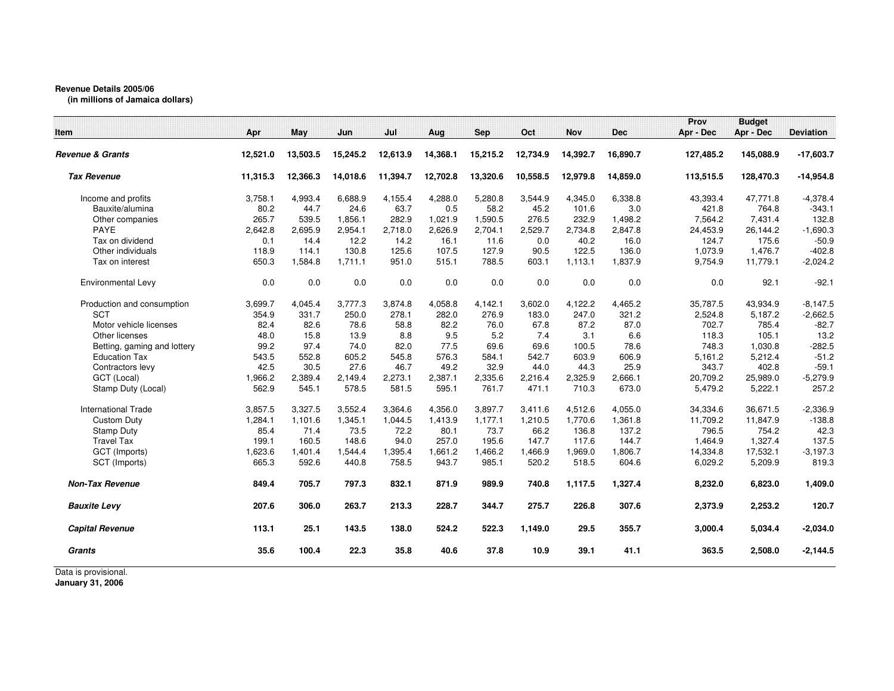**Revenue Details 2005/06**
**(in millions of Jamaica dollars)**

| Item | Apr | May | Jun | Jul | Aug | Sep | Oct | Nov | Dec | Prov Apr - Dec | Budget Apr - Dec | Deviation |
|---|---|---|---|---|---|---|---|---|---|---|---|---|
| ***Revenue & Grants*** | **12,521.0** | **13,503.5** | **15,245.2** | **12,613.9** | **14,368.1** | **15,215.2** | **12,734.9** | **14,392.7** | **16,890.7** | **127,485.2** | **145,088.9** | **-17,603.7** |
| ***Tax Revenue*** | **11,315.3** | **12,366.3** | **14,018.6** | **11,394.7** | **12,702.8** | **13,320.6** | **10,558.5** | **12,979.8** | **14,859.0** | **113,515.5** | **128,470.3** | **-14,954.8** |
| Income and profits | 3,758.1 | 4,993.4 | 6,688.9 | 4,155.4 | 4,288.0 | 5,280.8 | 3,544.9 | 4,345.0 | 6,338.8 | 43,393.4 | 47,771.8 | -4,378.4 |
| Bauxite/alumina | 80.2 | 44.7 | 24.6 | 63.7 | 0.5 | 58.2 | 45.2 | 101.6 | 3.0 | 421.8 | 764.8 | -343.1 |
| Other companies | 265.7 | 539.5 | 1,856.1 | 282.9 | 1,021.9 | 1,590.5 | 276.5 | 232.9 | 1,498.2 | 7,564.2 | 7,431.4 | 132.8 |
| PAYE | 2,642.8 | 2,695.9 | 2,954.1 | 2,718.0 | 2,626.9 | 2,704.1 | 2,529.7 | 2,734.8 | 2,847.8 | 24,453.9 | 26,144.2 | -1,690.3 |
| Tax on dividend | 0.1 | 14.4 | 12.2 | 14.2 | 16.1 | 11.6 | 0.0 | 40.2 | 16.0 | 124.7 | 175.6 | -50.9 |
| Other individuals | 118.9 | 114.1 | 130.8 | 125.6 | 107.5 | 127.9 | 90.5 | 122.5 | 136.0 | 1,073.9 | 1,476.7 | -402.8 |
| Tax on interest | 650.3 | 1,584.8 | 1,711.1 | 951.0 | 515.1 | 788.5 | 603.1 | 1,113.1 | 1,837.9 | 9,754.9 | 11,779.1 | -2,024.2 |
| Environmental Levy | 0.0 | 0.0 | 0.0 | 0.0 | 0.0 | 0.0 | 0.0 | 0.0 | 0.0 | 0.0 | 92.1 | -92.1 |
| Production and consumption | 3,699.7 | 4,045.4 | 3,777.3 | 3,874.8 | 4,058.8 | 4,142.1 | 3,602.0 | 4,122.2 | 4,465.2 | 35,787.5 | 43,934.9 | -8,147.5 |
| SCT | 354.9 | 331.7 | 250.0 | 278.1 | 282.0 | 276.9 | 183.0 | 247.0 | 321.2 | 2,524.8 | 5,187.2 | -2,662.5 |
| Motor vehicle licenses | 82.4 | 82.6 | 78.6 | 58.8 | 82.2 | 76.0 | 67.8 | 87.2 | 87.0 | 702.7 | 785.4 | -82.7 |
| Other licenses | 48.0 | 15.8 | 13.9 | 8.8 | 9.5 | 5.2 | 7.4 | 3.1 | 6.6 | 118.3 | 105.1 | 13.2 |
| Betting, gaming and lottery | 99.2 | 97.4 | 74.0 | 82.0 | 77.5 | 69.6 | 69.6 | 100.5 | 78.6 | 748.3 | 1,030.8 | -282.5 |
| Education Tax | 543.5 | 552.8 | 605.2 | 545.8 | 576.3 | 584.1 | 542.7 | 603.9 | 606.9 | 5,161.2 | 5,212.4 | -51.2 |
| Contractors levy | 42.5 | 30.5 | 27.6 | 46.7 | 49.2 | 32.9 | 44.0 | 44.3 | 25.9 | 343.7 | 402.8 | -59.1 |
| GCT (Local) | 1,966.2 | 2,389.4 | 2,149.4 | 2,273.1 | 2,387.1 | 2,335.6 | 2,216.4 | 2,325.9 | 2,666.1 | 20,709.2 | 25,989.0 | -5,279.9 |
| Stamp Duty (Local) | 562.9 | 545.1 | 578.5 | 581.5 | 595.1 | 761.7 | 471.1 | 710.3 | 673.0 | 5,479.2 | 5,222.1 | 257.2 |
| International Trade | 3,857.5 | 3,327.5 | 3,552.4 | 3,364.6 | 4,356.0 | 3,897.7 | 3,411.6 | 4,512.6 | 4,055.0 | 34,334.6 | 36,671.5 | -2,336.9 |
| Custom Duty | 1,284.1 | 1,101.6 | 1,345.1 | 1,044.5 | 1,413.9 | 1,177.1 | 1,210.5 | 1,770.6 | 1,361.8 | 11,709.2 | 11,847.9 | -138.8 |
| Stamp Duty | 85.4 | 71.4 | 73.5 | 72.2 | 80.1 | 73.7 | 66.2 | 136.8 | 137.2 | 796.5 | 754.2 | 42.3 |
| Travel Tax | 199.1 | 160.5 | 148.6 | 94.0 | 257.0 | 195.6 | 147.7 | 117.6 | 144.7 | 1,464.9 | 1,327.4 | 137.5 |
| GCT (Imports) | 1,623.6 | 1,401.4 | 1,544.4 | 1,395.4 | 1,661.2 | 1,466.2 | 1,466.9 | 1,969.0 | 1,806.7 | 14,334.8 | 17,532.1 | -3,197.3 |
| SCT (Imports) | 665.3 | 592.6 | 440.8 | 758.5 | 943.7 | 985.1 | 520.2 | 518.5 | 604.6 | 6,029.2 | 5,209.9 | 819.3 |
| ***Non-Tax Revenue*** | **849.4** | **705.7** | **797.3** | **832.1** | **871.9** | **989.9** | **740.8** | **1,117.5** | **1,327.4** | **8,232.0** | **6,823.0** | **1,409.0** |
| ***Bauxite Levy*** | **207.6** | **306.0** | **263.7** | **213.3** | **228.7** | **344.7** | **275.7** | **226.8** | **307.6** | **2,373.9** | **2,253.2** | **120.7** |
| ***Capital Revenue*** | **113.1** | **25.1** | **143.5** | **138.0** | **524.2** | **522.3** | **1,149.0** | **29.5** | **355.7** | **3,000.4** | **5,034.4** | **-2,034.0** |
| ***Grants*** | **35.6** | **100.4** | **22.3** | **35.8** | **40.6** | **37.8** | **10.9** | **39.1** | **41.1** | **363.5** | **2,508.0** | **-2,144.5** |

Data is provisional.
**January 31, 2006**